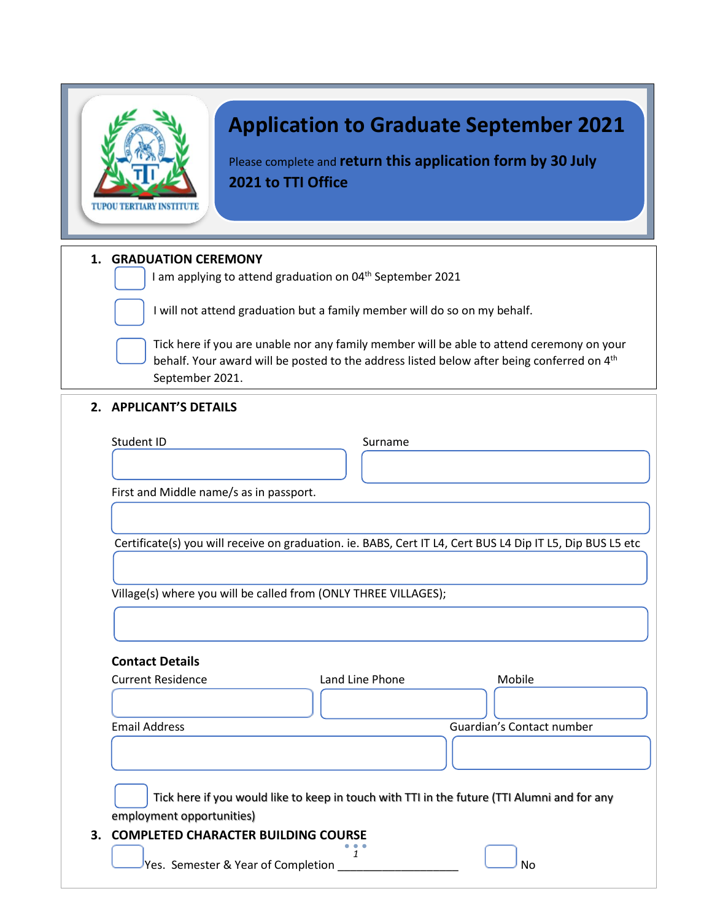TUPOU TERTIARY INSTITUTE

# Application to Graduate September 2021

Please complete and **return this application form by 30 July 2021 to TTI Office**

## 1. GRADUATION CEREMONY

☐ I am applying to attend graduation on 04th September 2021

☐ I will not attend graduation but a family member will do so on my behalf.

☐ Tick here if you are unable nor any family member will be able to attend ceremony on your behalf. Your award will be posted to the address listed below after being conferred on 4th September 2021.

## 2. APPLICANT'S DETAILS

Student ID

Surname

First and Middle name/s as in passport.

Certificate(s) you will receive on graduation. ie. BABS, Cert IT L4, Cert BUS L4 Dip IT L5, Dip BUS L5 etc

Village(s) where you will be called from (ONLY THREE VILLAGES);

### Contact Details

Current Residence

Land Line Phone

Mobile

Email Address

Guardian's Contact number

☐ Tick here if you would like to keep in touch with TTI in the future (TTI Alumni and for any employment opportunities)

## 3. COMPLETED CHARACTER BUILDING COURSE

☐ Yes. Semester & Year of Completion ____________________ ☐ No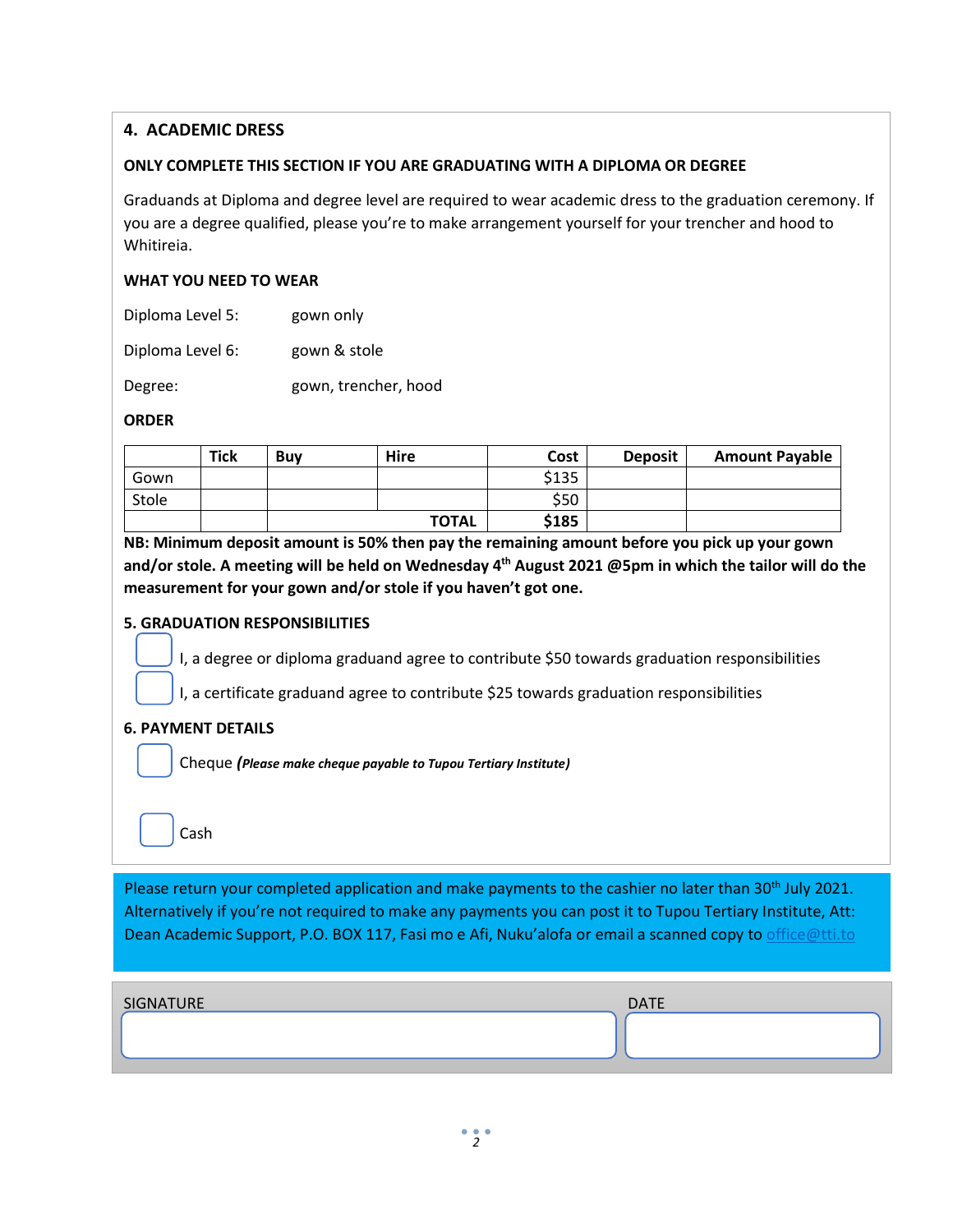## 4. ACADEMIC DRESS

**ONLY COMPLETE THIS SECTION IF YOU ARE GRADUATING WITH A DIPLOMA OR DEGREE**

Graduands at Diploma and degree level are required to wear academic dress to the graduation ceremony. If you are a degree qualified, please you're to make arrangement yourself for your trencher and hood to Whitireia.

**WHAT YOU NEED TO WEAR**

Diploma Level 5: gown only

Diploma Level 6: gown & stole

Degree: gown, trencher, hood

**ORDER**

| | Tick | Buy | Hire | Cost | Deposit | Amount Payable |
|---|---|---|---|---|---|---|
| Gown | | | | $135 | | |
| Stole | | | | $50 | | |
| | | | **TOTAL** | **$185** | | |

**NB: Minimum deposit amount is 50% then pay the remaining amount before you pick up your gown and/or stole. A meeting will be held on Wednesday 4th August 2021 @5pm in which the tailor will do the measurement for your gown and/or stole if you haven't got one.**

### 5. GRADUATION RESPONSIBILITIES

☐ I, a degree or diploma graduand agree to contribute $50 towards graduation responsibilities

☐ I, a certificate graduand agree to contribute $25 towards graduation responsibilities

### 6. PAYMENT DETAILS

☐ Cheque ***(Please make cheque payable to Tupou Tertiary Institute)***

☐ Cash

Please return your completed application and make payments to the cashier no later than 30th July 2021. Alternatively if you're not required to make any payments you can post it to Tupou Tertiary Institute, Att: Dean Academic Support, P.O. BOX 117, Fasi mo e Afi, Nuku'alofa or email a scanned copy to office@tti.to

| SIGNATURE | DATE |
|---|---|
| | |